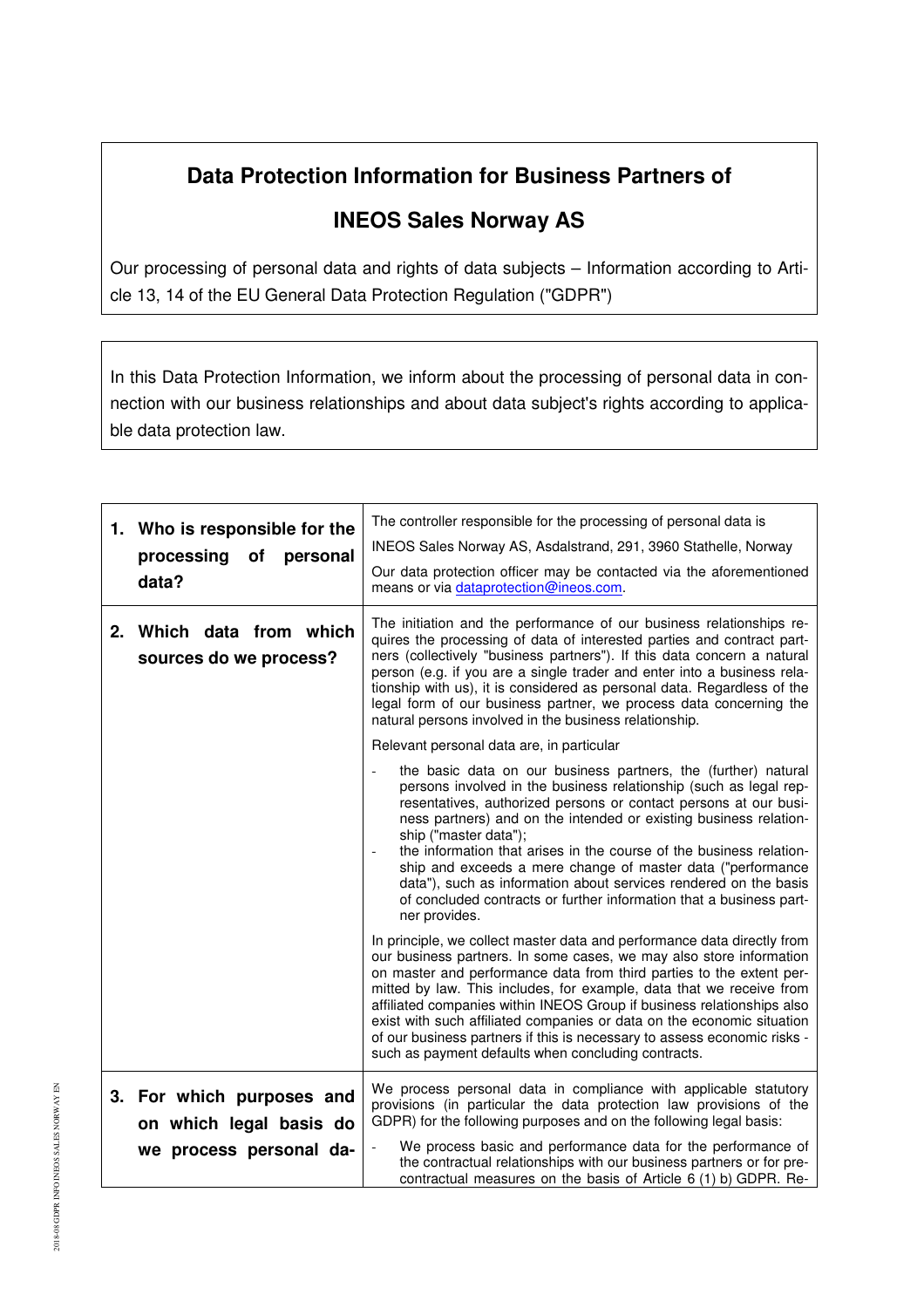# Data Protection Information for Business Partners of

# INEOS Sales Norway AS

Our processing of personal data and rights of data subjects – Information according to Article 13, 14 of the EU General Data Protection Regulation ("GDPR")

In this Data Protection Information, we inform about the processing of personal data in connection with our business relationships and about data subject's rights according to applicable data protection law.

| | |
|---|---|
| **1. Who is responsible for the processing of personal data?** | The controller responsible for the processing of personal data is<br><br>INEOS Sales Norway AS, Asdalstrand, 291, 3960 Stathelle, Norway<br><br>Our data protection officer may be contacted via the aforementioned means or via dataprotection@ineos.com. |
| **2. Which data from which sources do we process?** | The initiation and the performance of our business relationships requires the processing of data of interested parties and contract partners (collectively "business partners"). If this data concern a natural person (e.g. if you are a single trader and enter into a business relationship with us), it is considered as personal data. Regardless of the legal form of our business partner, we process data concerning the natural persons involved in the business relationship.<br><br>Relevant personal data are, in particular<br><br>- the basic data on our business partners, the (further) natural persons involved in the business relationship (such as legal representatives, authorized persons or contact persons at our business partners) and on the intended or existing business relationship ("master data");<br>- the information that arises in the course of the business relationship and exceeds a mere change of master data ("performance data"), such as information about services rendered on the basis of concluded contracts or further information that a business partner provides.<br><br>In principle, we collect master data and performance data directly from our business partners. In some cases, we may also store information on master and performance data from third parties to the extent permitted by law. This includes, for example, data that we receive from affiliated companies within INEOS Group if business relationships also exist with such affiliated companies or data on the economic situation of our business partners if this is necessary to assess economic risks - such as payment defaults when concluding contracts. |
| **3. For which purposes and on which legal basis do we process personal da-** | We process personal data in compliance with applicable statutory provisions (in particular the data protection law provisions of the GDPR) for the following purposes and on the following legal basis:<br><br>- We process basic and performance data for the performance of the contractual relationships with our business partners or for pre-contractual measures on the basis of Article 6 (1) b) GDPR. Re- |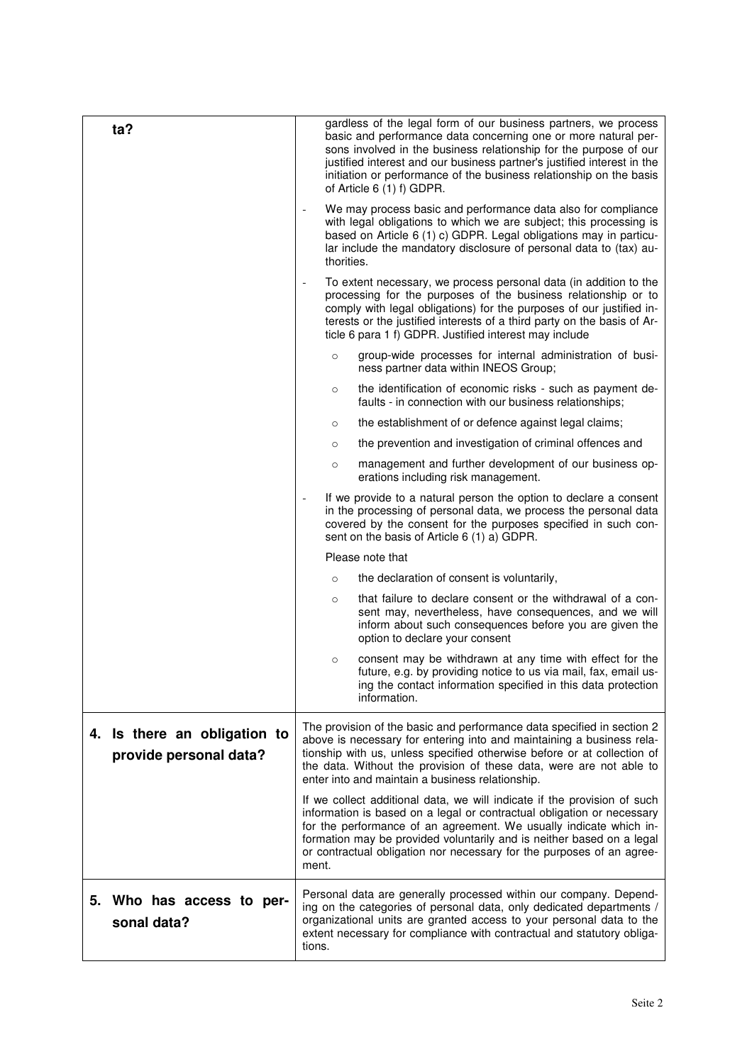| ta? | gardless of the legal form of our business partners, we process basic and performance data concerning one or more natural persons involved in the business relationship for the purpose of our justified interest and our business partner's justified interest in the initiation or performance of the business relationship on the basis of Article 6 (1) f) GDPR.<br><br>- We may process basic and performance data also for compliance with legal obligations to which we are subject; this processing is based on Article 6 (1) c) GDPR. Legal obligations may in particular include the mandatory disclosure of personal data to (tax) authorities.<br><br>- To extent necessary, we process personal data (in addition to the processing for the purposes of the business relationship or to comply with legal obligations) for the purposes of our justified interests or the justified interests of a third party on the basis of Article 6 para 1 f) GDPR. Justified interest may include<br>  ○ group-wide processes for internal administration of business partner data within INEOS Group;<br>  ○ the identification of economic risks - such as payment defaults - in connection with our business relationships;<br>  ○ the establishment of or defence against legal claims;<br>  ○ the prevention and investigation of criminal offences and<br>  ○ management and further development of our business operations including risk management.<br><br>- If we provide to a natural person the option to declare a consent in the processing of personal data, we process the personal data covered by the consent for the purposes specified in such consent on the basis of Article 6 (1) a) GDPR.<br><br>Please note that<br>  ○ the declaration of consent is voluntarily,<br>  ○ that failure to declare consent or the withdrawal of a consent may, nevertheless, have consequences, and we will inform about such consequences before you are given the option to declare your consent<br>  ○ consent may be withdrawn at any time with effect for the future, e.g. by providing notice to us via mail, fax, email using the contact information specified in this data protection information. |
|---|---|
| **4. Is there an obligation to provide personal data?** | The provision of the basic and performance data specified in section 2 above is necessary for entering into and maintaining a business relationship with us, unless specified otherwise before or at collection of the data. Without the provision of these data, were are not able to enter into and maintain a business relationship.<br><br>If we collect additional data, we will indicate if the provision of such information is based on a legal or contractual obligation or necessary for the performance of an agreement. We usually indicate which information may be provided voluntarily and is neither based on a legal or contractual obligation nor necessary for the purposes of an agreement. |
| **5. Who has access to personal data?** | Personal data are generally processed within our company. Depending on the categories of personal data, only dedicated departments / organizational units are granted access to your personal data to the extent necessary for compliance with contractual and statutory obligations. |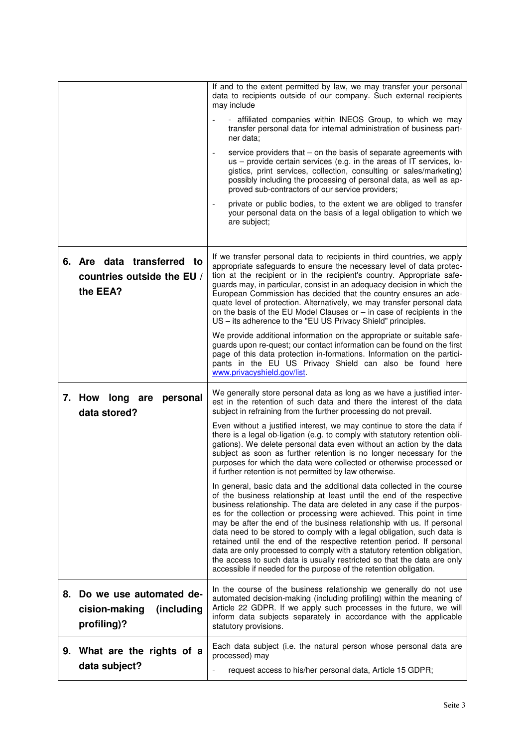| | |
|---|---|
| | If and to the extent permitted by law, we may transfer your personal data to recipients outside of our company. Such external recipients may include<br><br>- - affiliated companies within INEOS Group, to which we may transfer personal data for internal administration of business partner data;<br>- service providers that – on the basis of separate agreements with us – provide certain services (e.g. in the areas of IT services, logistics, print services, collection, consulting or sales/marketing) possibly including the processing of personal data, as well as approved sub-contractors of our service providers;<br>- private or public bodies, to the extent we are obliged to transfer your personal data on the basis of a legal obligation to which we are subject; |
| **6. Are data transferred to countries outside the EU / the EEA?** | If we transfer personal data to recipients in third countries, we apply appropriate safeguards to ensure the necessary level of data protection at the recipient or in the recipient's country. Appropriate safeguards may, in particular, consist in an adequacy decision in which the European Commission has decided that the country ensures an adequate level of protection. Alternatively, we may transfer personal data on the basis of the EU Model Clauses or – in case of recipients in the US – its adherence to the "EU US Privacy Shield" principles.<br><br>We provide additional information on the appropriate or suitable safeguards upon re-quest; our contact information can be found on the first page of this data protection in-formations. Information on the participants in the EU US Privacy Shield can also be found here [www.privacyshield.gov/list](www.privacyshield.gov/list). |
| **7. How long are personal data stored?** | We generally store personal data as long as we have a justified interest in the retention of such data and there the interest of the data subject in refraining from the further processing do not prevail.<br><br>Even without a justified interest, we may continue to store the data if there is a legal ob-ligation (e.g. to comply with statutory retention obligations). We delete personal data even without an action by the data subject as soon as further retention is no longer necessary for the purposes for which the data were collected or otherwise processed or if further retention is not permitted by law otherwise.<br><br>In general, basic data and the additional data collected in the course of the business relationship at least until the end of the respective business relationship. The data are deleted in any case if the purposes for the collection or processing were achieved. This point in time may be after the end of the business relationship with us. If personal data need to be stored to comply with a legal obligation, such data is retained until the end of the respective retention period. If personal data are only processed to comply with a statutory retention obligation, the access to such data is usually restricted so that the data are only accessible if needed for the purpose of the retention obligation. |
| **8. Do we use automated decision-making (including profiling)?** | In the course of the business relationship we generally do not use automated decision-making (including profiling) within the meaning of Article 22 GDPR. If we apply such processes in the future, we will inform data subjects separately in accordance with the applicable statutory provisions. |
| **9. What are the rights of a data subject?** | Each data subject (i.e. the natural person whose personal data are processed) may<br><br>- request access to his/her personal data, Article 15 GDPR; |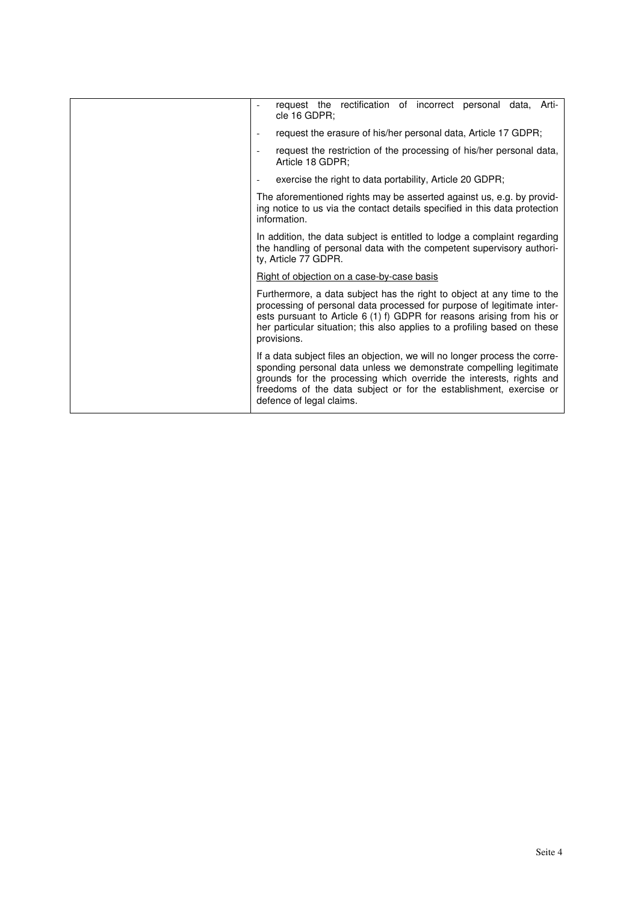| | |
|---|---|
| | - request the rectification of incorrect personal data, Article 16 GDPR;<br>- request the erasure of his/her personal data, Article 17 GDPR;<br>- request the restriction of the processing of his/her personal data, Article 18 GDPR;<br>- exercise the right to data portability, Article 20 GDPR;<br><br>The aforementioned rights may be asserted against us, e.g. by providing notice to us via the contact details specified in this data protection information.<br><br>In addition, the data subject is entitled to lodge a complaint regarding the handling of personal data with the competent supervisory authority, Article 77 GDPR.<br><br><u>Right of objection on a case-by-case basis</u><br><br>Furthermore, a data subject has the right to object at any time to the processing of personal data processed for purpose of legitimate interests pursuant to Article 6 (1) f) GDPR for reasons arising from his or her particular situation; this also applies to a profiling based on these provisions.<br><br>If a data subject files an objection, we will no longer process the corresponding personal data unless we demonstrate compelling legitimate grounds for the processing which override the interests, rights and freedoms of the data subject or for the establishment, exercise or defence of legal claims. |